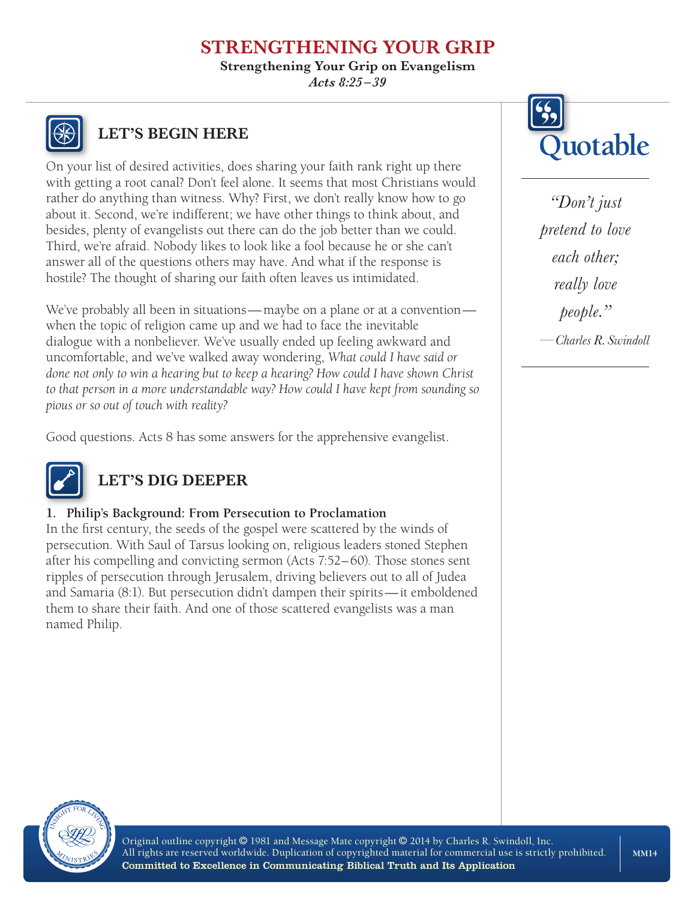# STRENGTHENING YOUR GRIP

**Strengthening Your Grip on Evangelism**

*Acts 8:25–39*

## LET'S BEGIN HERE

On your list of desired activities, does sharing your faith rank right up there with getting a root canal? Don't feel alone. It seems that most Christians would rather do anything than witness. Why? First, we don't really know how to go about it. Second, we're indifferent; we have other things to think about, and besides, plenty of evangelists out there can do the job better than we could. Third, we're afraid. Nobody likes to look like a fool because he or she can't answer all of the questions others may have. And what if the response is hostile? The thought of sharing our faith often leaves us intimidated.

We've probably all been in situations—maybe on a plane or at a convention—when the topic of religion came up and we had to face the inevitable dialogue with a nonbeliever. We've usually ended up feeling awkward and uncomfortable, and we've walked away wondering, *What could I have said or done not only to win a hearing but to keep a hearing? How could I have shown Christ to that person in a more understandable way? How could I have kept from sounding so pious or so out of touch with reality?*

Good questions. Acts 8 has some answers for the apprehensive evangelist.

## Quotable

*"Don't just pretend to love each other; really love people."*

*—Charles R. Swindoll*

## LET'S DIG DEEPER

**1. Philip's Background: From Persecution to Proclamation**

In the first century, the seeds of the gospel were scattered by the winds of persecution. With Saul of Tarsus looking on, religious leaders stoned Stephen after his compelling and convicting sermon (Acts 7:52–60). Those stones sent ripples of persecution through Jerusalem, driving believers out to all of Judea and Samaria (8:1). But persecution didn't dampen their spirits—it emboldened them to share their faith. And one of those scattered evangelists was a man named Philip.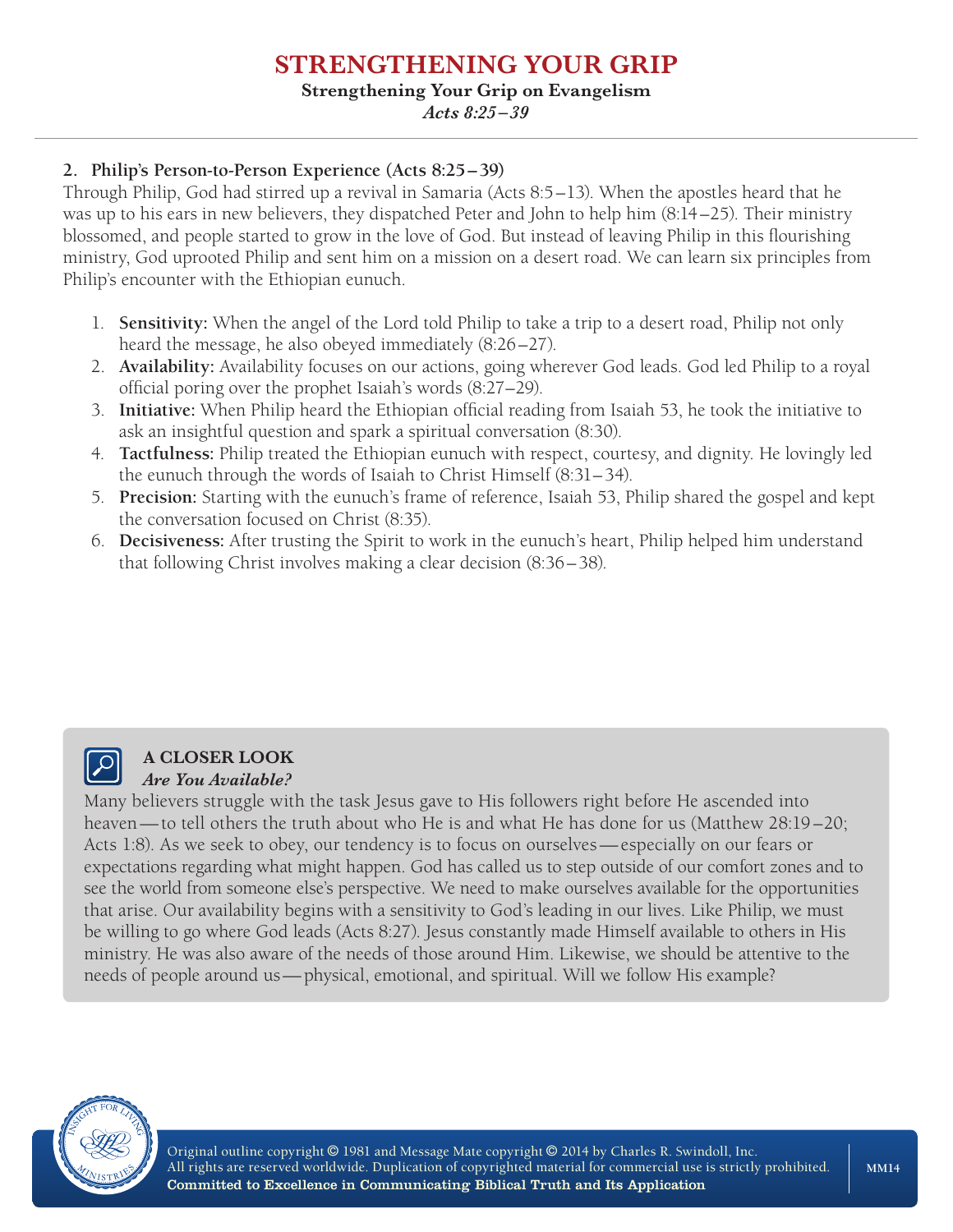# STRENGTHENING YOUR GRIP

**Strengthening Your Grip on Evangelism**

*Acts 8:25–39*

## 2. Philip's Person-to-Person Experience (Acts 8:25–39)

Through Philip, God had stirred up a revival in Samaria (Acts 8:5–13). When the apostles heard that he was up to his ears in new believers, they dispatched Peter and John to help him (8:14–25). Their ministry blossomed, and people started to grow in the love of God. But instead of leaving Philip in this flourishing ministry, God uprooted Philip and sent him on a mission on a desert road. We can learn six principles from Philip's encounter with the Ethiopian eunuch.

1. **Sensitivity:** When the angel of the Lord told Philip to take a trip to a desert road, Philip not only heard the message, he also obeyed immediately (8:26–27).
2. **Availability:** Availability focuses on our actions, going wherever God leads. God led Philip to a royal official poring over the prophet Isaiah's words (8:27–29).
3. **Initiative:** When Philip heard the Ethiopian official reading from Isaiah 53, he took the initiative to ask an insightful question and spark a spiritual conversation (8:30).
4. **Tactfulness:** Philip treated the Ethiopian eunuch with respect, courtesy, and dignity. He lovingly led the eunuch through the words of Isaiah to Christ Himself (8:31–34).
5. **Precision:** Starting with the eunuch's frame of reference, Isaiah 53, Philip shared the gospel and kept the conversation focused on Christ (8:35).
6. **Decisiveness:** After trusting the Spirit to work in the eunuch's heart, Philip helped him understand that following Christ involves making a clear decision (8:36–38).

### A CLOSER LOOK

***Are You Available?***

Many believers struggle with the task Jesus gave to His followers right before He ascended into heaven—to tell others the truth about who He is and what He has done for us (Matthew 28:19–20; Acts 1:8). As we seek to obey, our tendency is to focus on ourselves—especially on our fears or expectations regarding what might happen. God has called us to step outside of our comfort zones and to see the world from someone else's perspective. We need to make ourselves available for the opportunities that arise. Our availability begins with a sensitivity to God's leading in our lives. Like Philip, we must be willing to go where God leads (Acts 8:27). Jesus constantly made Himself available to others in His ministry. He was also aware of the needs of those around Him. Likewise, we should be attentive to the needs of people around us—physical, emotional, and spiritual. Will we follow His example?

Original outline copyright © 1981 and Message Mate copyright © 2014 by Charles R. Swindoll, Inc.
All rights are reserved worldwide. Duplication of copyrighted material for commercial use is strictly prohibited.
**Committed to Excellence in Communicating Biblical Truth and Its Application**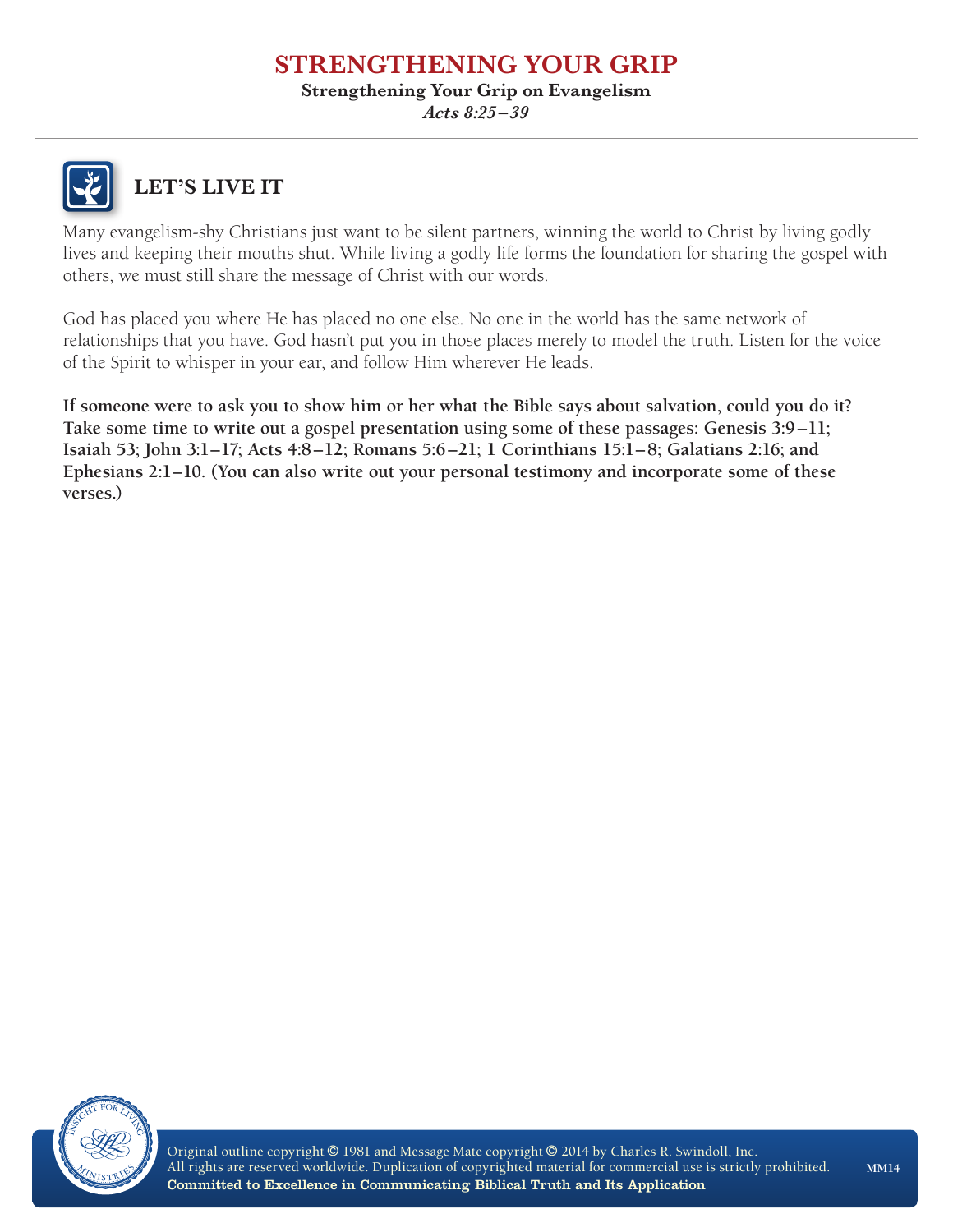# STRENGTHENING YOUR GRIP

**Strengthening Your Grip on Evangelism**

*Acts 8:25–39*

## LET'S LIVE IT

Many evangelism-shy Christians just want to be silent partners, winning the world to Christ by living godly lives and keeping their mouths shut. While living a godly life forms the foundation for sharing the gospel with others, we must still share the message of Christ with our words.

God has placed you where He has placed no one else. No one in the world has the same network of relationships that you have. God hasn't put you in those places merely to model the truth. Listen for the voice of the Spirit to whisper in your ear, and follow Him wherever He leads.

**If someone were to ask you to show him or her what the Bible says about salvation, could you do it? Take some time to write out a gospel presentation using some of these passages: Genesis 3:9–11; Isaiah 53; John 3:1–17; Acts 4:8–12; Romans 5:6–21; 1 Corinthians 15:1–8; Galatians 2:16; and Ephesians 2:1–10. (You can also write out your personal testimony and incorporate some of these verses.)**

Original outline copyright © 1981 and Message Mate copyright © 2014 by Charles R. Swindoll, Inc. All rights are reserved worldwide. Duplication of copyrighted material for commercial use is strictly prohibited.

**Committed to Excellence in Communicating Biblical Truth and Its Application**

MM14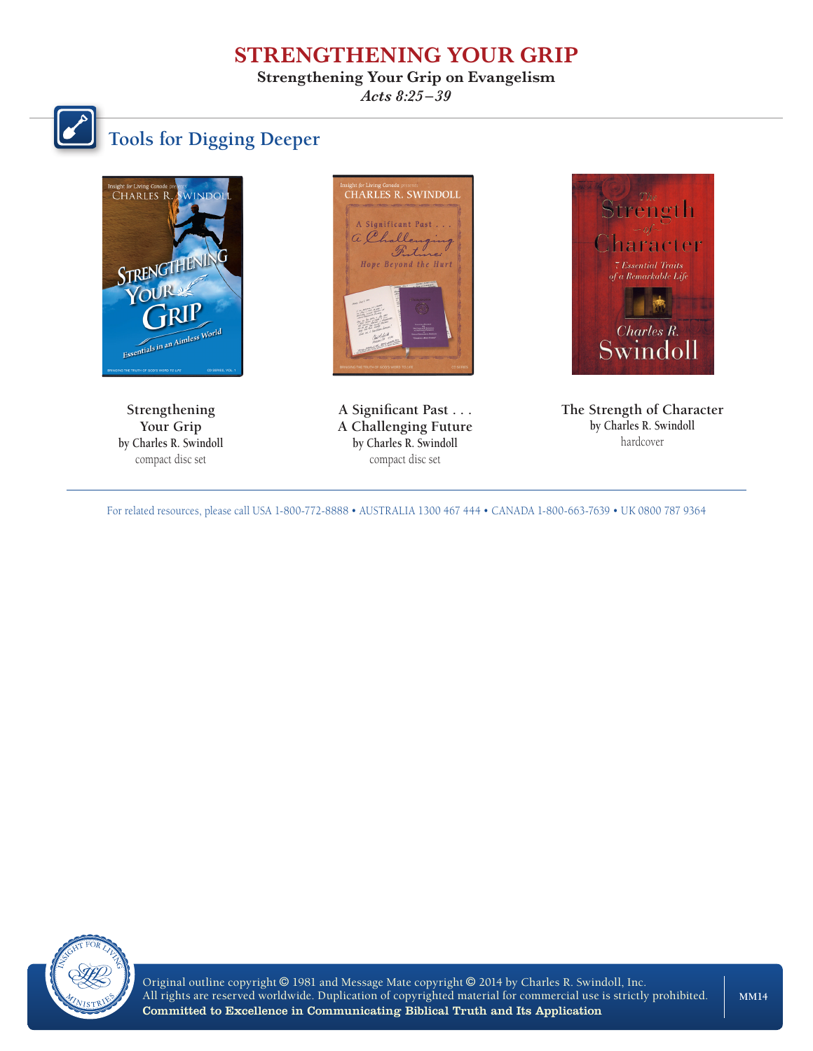# STRENGTHENING YOUR GRIP

**Strengthening Your Grip on Evangelism**

*Acts 8:25–39*

## Tools for Digging Deeper

**Strengthening Your Grip**
by Charles R. Swindoll
compact disc set

**A Significant Past . . . A Challenging Future**
by Charles R. Swindoll
compact disc set

**The Strength of Character**
by Charles R. Swindoll
hardcover

For related resources, please call USA 1-800-772-8888 • AUSTRALIA 1300 467 444 • CANADA 1-800-663-7639 • UK 0800 787 9364

Original outline copyright © 1981 and Message Mate copyright © 2014 by Charles R. Swindoll, Inc.
All rights are reserved worldwide. Duplication of copyrighted material for commercial use is strictly prohibited.
**Committed to Excellence in Communicating Biblical Truth and Its Application**